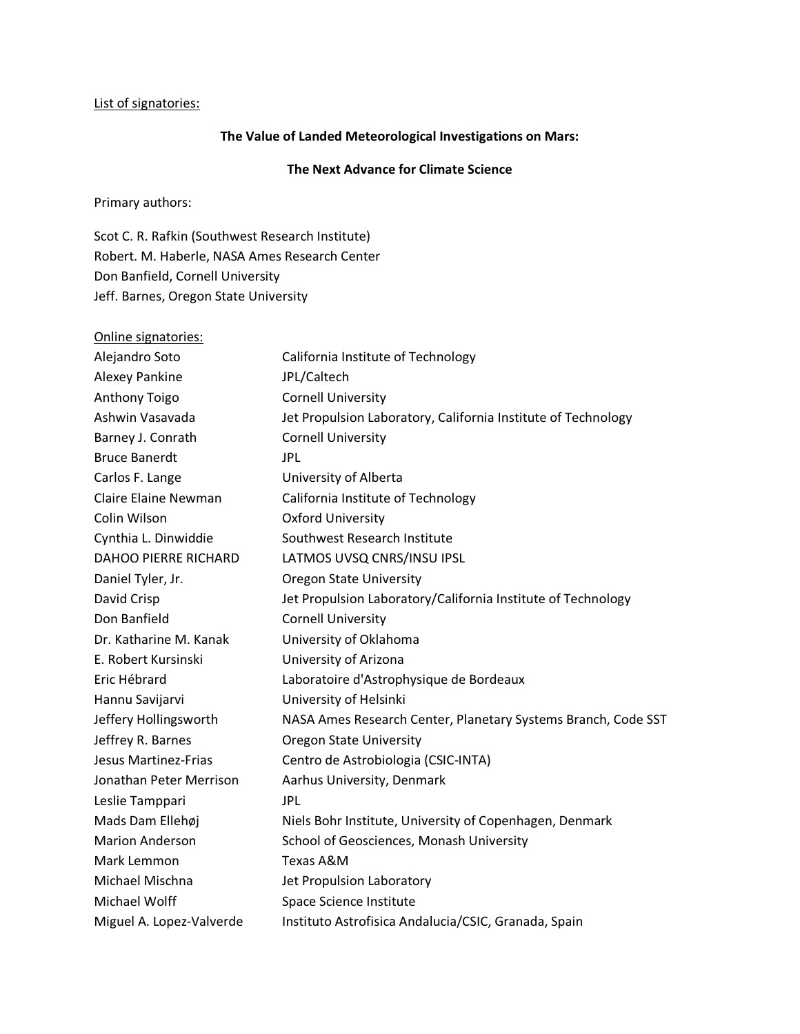List of signatories:

**The Value of Landed Meteorological Investigations on Mars:**

**The Next Advance for Climate Science**

Primary authors:

Scot C. R. Rafkin (Southwest Research Institute)
Robert. M. Haberle, NASA Ames Research Center
Don Banfield, Cornell University
Jeff. Barnes, Oregon State University

Online signatories:

| | |
|---|---|
| Alejandro Soto | California Institute of Technology |
| Alexey Pankine | JPL/Caltech |
| Anthony Toigo | Cornell University |
| Ashwin Vasavada | Jet Propulsion Laboratory, California Institute of Technology |
| Barney J. Conrath | Cornell University |
| Bruce Banerdt | JPL |
| Carlos F. Lange | University of Alberta |
| Claire Elaine Newman | California Institute of Technology |
| Colin Wilson | Oxford University |
| Cynthia L. Dinwiddie | Southwest Research Institute |
| DAHOO PIERRE RICHARD | LATMOS UVSQ CNRS/INSU IPSL |
| Daniel Tyler, Jr. | Oregon State University |
| David Crisp | Jet Propulsion Laboratory/California Institute of Technology |
| Don Banfield | Cornell University |
| Dr. Katharine M. Kanak | University of Oklahoma |
| E. Robert Kursinski | University of Arizona |
| Eric Hébrard | Laboratoire d'Astrophysique de Bordeaux |
| Hannu Savijarvi | University of Helsinki |
| Jeffery Hollingsworth | NASA Ames Research Center, Planetary Systems Branch, Code SST |
| Jeffrey R. Barnes | Oregon State University |
| Jesus Martinez-Frias | Centro de Astrobiologia (CSIC-INTA) |
| Jonathan Peter Merrison | Aarhus University, Denmark |
| Leslie Tamppari | JPL |
| Mads Dam Ellehøj | Niels Bohr Institute, University of Copenhagen, Denmark |
| Marion Anderson | School of Geosciences, Monash University |
| Mark Lemmon | Texas A&M |
| Michael Mischna | Jet Propulsion Laboratory |
| Michael Wolff | Space Science Institute |
| Miguel A. Lopez-Valverde | Instituto Astrofisica Andalucia/CSIC, Granada, Spain |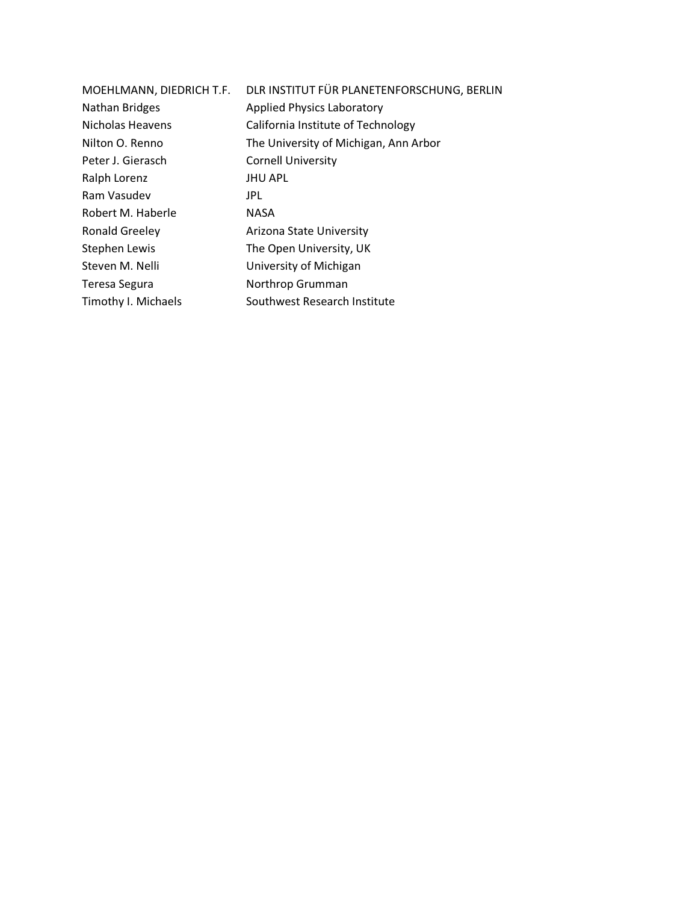| | |
|---|---|
| MOEHLMANN, DIEDRICH T.F. | DLR INSTITUT FÜR PLANETENFORSCHUNG, BERLIN |
| Nathan Bridges | Applied Physics Laboratory |
| Nicholas Heavens | California Institute of Technology |
| Nilton O. Renno | The University of Michigan, Ann Arbor |
| Peter J. Gierasch | Cornell University |
| Ralph Lorenz | JHU APL |
| Ram Vasudev | JPL |
| Robert M. Haberle | NASA |
| Ronald Greeley | Arizona State University |
| Stephen Lewis | The Open University, UK |
| Steven M. Nelli | University of Michigan |
| Teresa Segura | Northrop Grumman |
| Timothy I. Michaels | Southwest Research Institute |